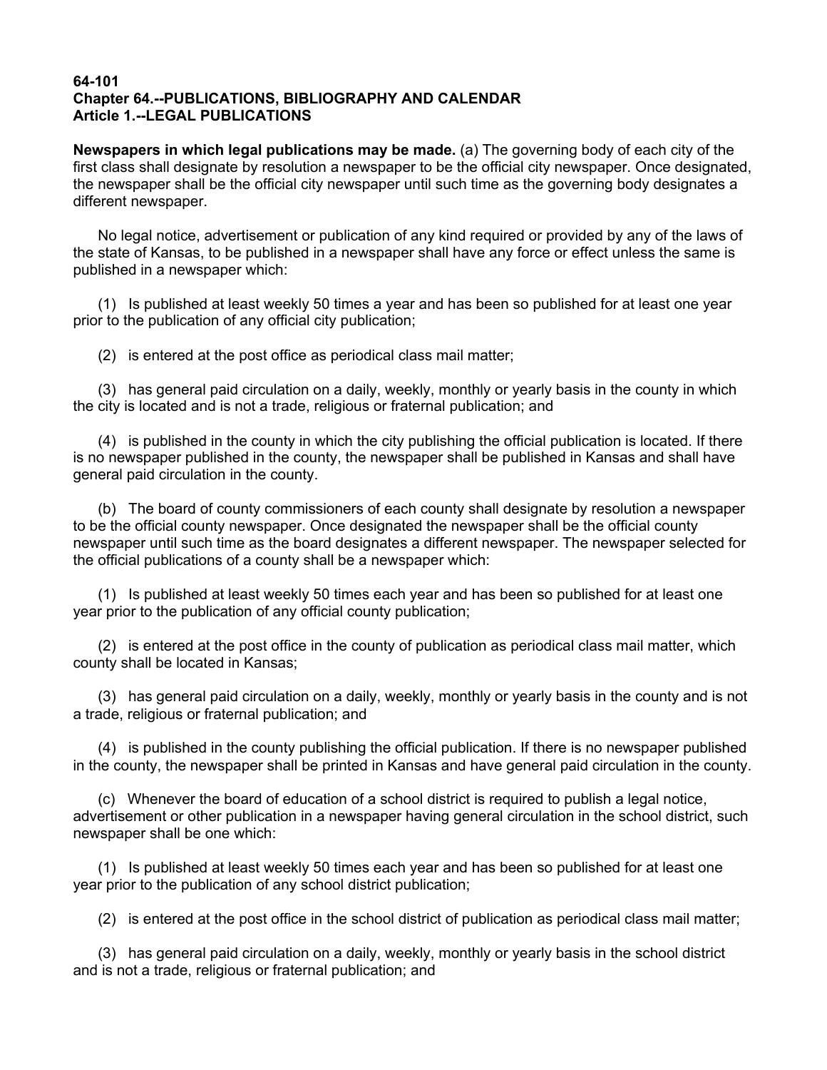**64-101**
**Chapter 64.--PUBLICATIONS, BIBLIOGRAPHY AND CALENDAR**
**Article 1.--LEGAL PUBLICATIONS**

**Newspapers in which legal publications may be made.** (a) The governing body of each city of the first class shall designate by resolution a newspaper to be the official city newspaper. Once designated, the newspaper shall be the official city newspaper until such time as the governing body designates a different newspaper.

No legal notice, advertisement or publication of any kind required or provided by any of the laws of the state of Kansas, to be published in a newspaper shall have any force or effect unless the same is published in a newspaper which:

(1) Is published at least weekly 50 times a year and has been so published for at least one year prior to the publication of any official city publication;

(2) is entered at the post office as periodical class mail matter;

(3) has general paid circulation on a daily, weekly, monthly or yearly basis in the county in which the city is located and is not a trade, religious or fraternal publication; and

(4) is published in the county in which the city publishing the official publication is located. If there is no newspaper published in the county, the newspaper shall be published in Kansas and shall have general paid circulation in the county.

(b) The board of county commissioners of each county shall designate by resolution a newspaper to be the official county newspaper. Once designated the newspaper shall be the official county newspaper until such time as the board designates a different newspaper. The newspaper selected for the official publications of a county shall be a newspaper which:

(1) Is published at least weekly 50 times each year and has been so published for at least one year prior to the publication of any official county publication;

(2) is entered at the post office in the county of publication as periodical class mail matter, which county shall be located in Kansas;

(3) has general paid circulation on a daily, weekly, monthly or yearly basis in the county and is not a trade, religious or fraternal publication; and

(4) is published in the county publishing the official publication. If there is no newspaper published in the county, the newspaper shall be printed in Kansas and have general paid circulation in the county.

(c) Whenever the board of education of a school district is required to publish a legal notice, advertisement or other publication in a newspaper having general circulation in the school district, such newspaper shall be one which:

(1) Is published at least weekly 50 times each year and has been so published for at least one year prior to the publication of any school district publication;

(2) is entered at the post office in the school district of publication as periodical class mail matter;

(3) has general paid circulation on a daily, weekly, monthly or yearly basis in the school district and is not a trade, religious or fraternal publication; and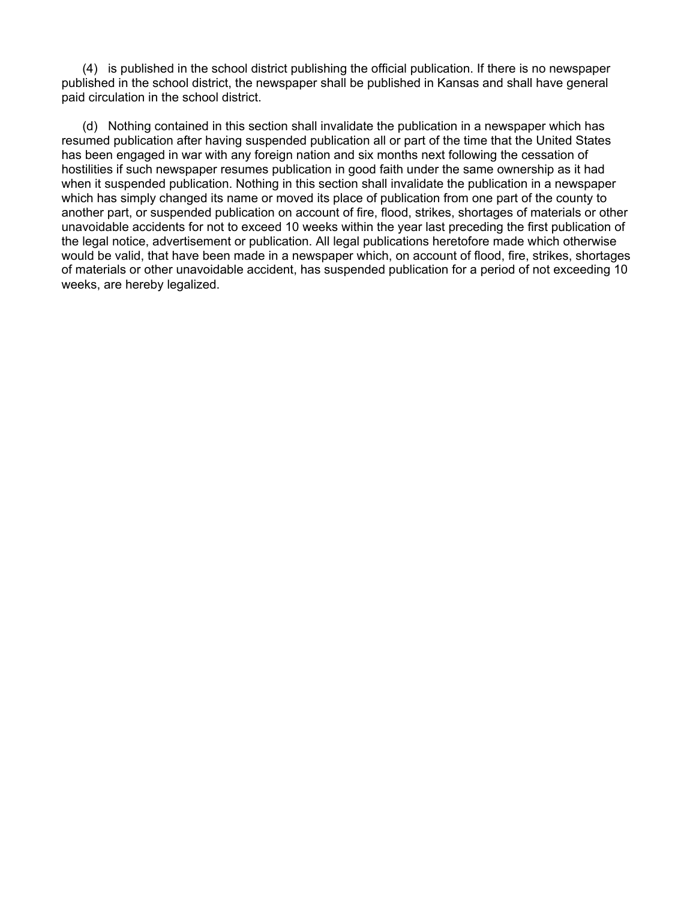(4) is published in the school district publishing the official publication. If there is no newspaper published in the school district, the newspaper shall be published in Kansas and shall have general paid circulation in the school district.

(d) Nothing contained in this section shall invalidate the publication in a newspaper which has resumed publication after having suspended publication all or part of the time that the United States has been engaged in war with any foreign nation and six months next following the cessation of hostilities if such newspaper resumes publication in good faith under the same ownership as it had when it suspended publication. Nothing in this section shall invalidate the publication in a newspaper which has simply changed its name or moved its place of publication from one part of the county to another part, or suspended publication on account of fire, flood, strikes, shortages of materials or other unavoidable accidents for not to exceed 10 weeks within the year last preceding the first publication of the legal notice, advertisement or publication. All legal publications heretofore made which otherwise would be valid, that have been made in a newspaper which, on account of flood, fire, strikes, shortages of materials or other unavoidable accident, has suspended publication for a period of not exceeding 10 weeks, are hereby legalized.